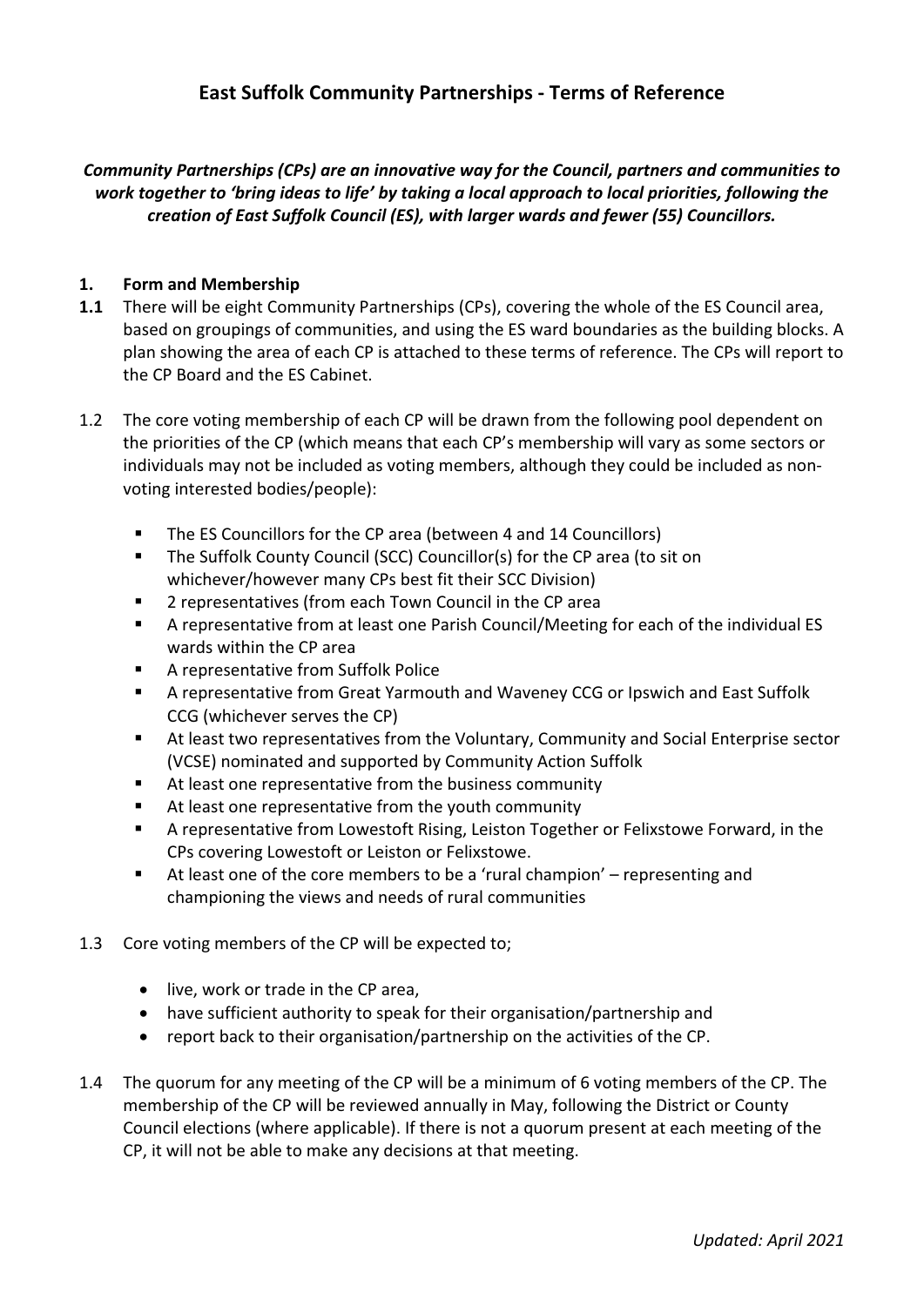# East Suffolk Community Partnerships - Terms of Reference

***Community Partnerships (CPs) are an innovative way for the Council, partners and communities to work together to 'bring ideas to life' by taking a local approach to local priorities, following the creation of East Suffolk Council (ES), with larger wards and fewer (55) Councillors.***

## 1. Form and Membership

**1.1** There will be eight Community Partnerships (CPs), covering the whole of the ES Council area, based on groupings of communities, and using the ES ward boundaries as the building blocks. A plan showing the area of each CP is attached to these terms of reference. The CPs will report to the CP Board and the ES Cabinet.

1.2 The core voting membership of each CP will be drawn from the following pool dependent on the priorities of the CP (which means that each CP's membership will vary as some sectors or individuals may not be included as voting members, although they could be included as non-voting interested bodies/people):

- The ES Councillors for the CP area (between 4 and 14 Councillors)
- The Suffolk County Council (SCC) Councillor(s) for the CP area (to sit on whichever/however many CPs best fit their SCC Division)
- 2 representatives (from each Town Council in the CP area
- A representative from at least one Parish Council/Meeting for each of the individual ES wards within the CP area
- A representative from Suffolk Police
- A representative from Great Yarmouth and Waveney CCG or Ipswich and East Suffolk CCG (whichever serves the CP)
- At least two representatives from the Voluntary, Community and Social Enterprise sector (VCSE) nominated and supported by Community Action Suffolk
- At least one representative from the business community
- At least one representative from the youth community
- A representative from Lowestoft Rising, Leiston Together or Felixstowe Forward, in the CPs covering Lowestoft or Leiston or Felixstowe.
- At least one of the core members to be a 'rural champion' – representing and championing the views and needs of rural communities

1.3 Core voting members of the CP will be expected to;

- live, work or trade in the CP area,
- have sufficient authority to speak for their organisation/partnership and
- report back to their organisation/partnership on the activities of the CP.

1.4 The quorum for any meeting of the CP will be a minimum of 6 voting members of the CP. The membership of the CP will be reviewed annually in May, following the District or County Council elections (where applicable). If there is not a quorum present at each meeting of the CP, it will not be able to make any decisions at that meeting.

*Updated: April 2021*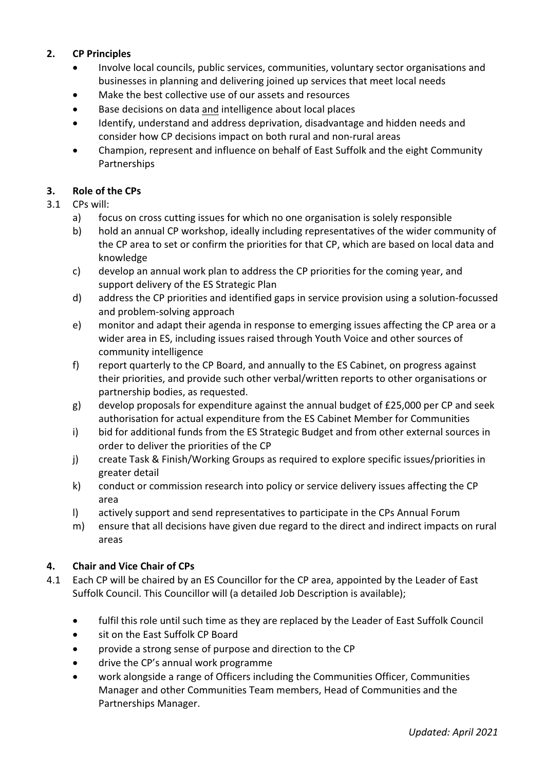## 2. CP Principles

- Involve local councils, public services, communities, voluntary sector organisations and businesses in planning and delivering joined up services that meet local needs
- Make the best collective use of our assets and resources
- Base decisions on data and intelligence about local places
- Identify, understand and address deprivation, disadvantage and hidden needs and consider how CP decisions impact on both rural and non-rural areas
- Champion, represent and influence on behalf of East Suffolk and the eight Community Partnerships

## 3. Role of the CPs

3.1 CPs will:

a) focus on cross cutting issues for which no one organisation is solely responsible

b) hold an annual CP workshop, ideally including representatives of the wider community of the CP area to set or confirm the priorities for that CP, which are based on local data and knowledge

c) develop an annual work plan to address the CP priorities for the coming year, and support delivery of the ES Strategic Plan

d) address the CP priorities and identified gaps in service provision using a solution-focussed and problem-solving approach

e) monitor and adapt their agenda in response to emerging issues affecting the CP area or a wider area in ES, including issues raised through Youth Voice and other sources of community intelligence

f) report quarterly to the CP Board, and annually to the ES Cabinet, on progress against their priorities, and provide such other verbal/written reports to other organisations or partnership bodies, as requested.

g) develop proposals for expenditure against the annual budget of £25,000 per CP and seek authorisation for actual expenditure from the ES Cabinet Member for Communities

i) bid for additional funds from the ES Strategic Budget and from other external sources in order to deliver the priorities of the CP

j) create Task & Finish/Working Groups as required to explore specific issues/priorities in greater detail

k) conduct or commission research into policy or service delivery issues affecting the CP area

l) actively support and send representatives to participate in the CPs Annual Forum

m) ensure that all decisions have given due regard to the direct and indirect impacts on rural areas

## 4. Chair and Vice Chair of CPs

4.1 Each CP will be chaired by an ES Councillor for the CP area, appointed by the Leader of East Suffolk Council. This Councillor will (a detailed Job Description is available);

- fulfil this role until such time as they are replaced by the Leader of East Suffolk Council
- sit on the East Suffolk CP Board
- provide a strong sense of purpose and direction to the CP
- drive the CP's annual work programme
- work alongside a range of Officers including the Communities Officer, Communities Manager and other Communities Team members, Head of Communities and the Partnerships Manager.

*Updated: April 2021*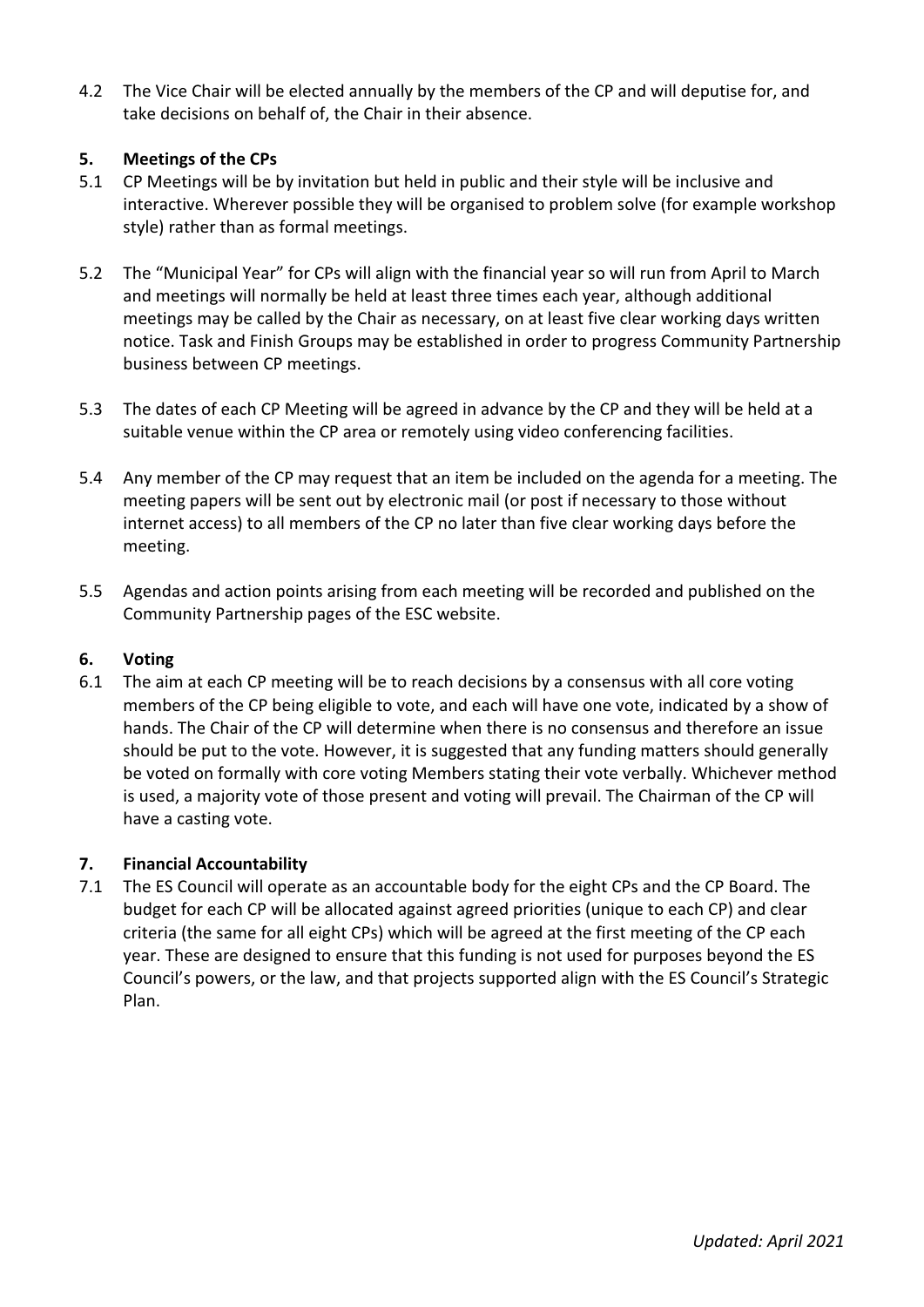4.2 The Vice Chair will be elected annually by the members of the CP and will deputise for, and take decisions on behalf of, the Chair in their absence.

## 5. Meetings of the CPs

5.1 CP Meetings will be by invitation but held in public and their style will be inclusive and interactive. Wherever possible they will be organised to problem solve (for example workshop style) rather than as formal meetings.

5.2 The "Municipal Year" for CPs will align with the financial year so will run from April to March and meetings will normally be held at least three times each year, although additional meetings may be called by the Chair as necessary, on at least five clear working days written notice. Task and Finish Groups may be established in order to progress Community Partnership business between CP meetings.

5.3 The dates of each CP Meeting will be agreed in advance by the CP and they will be held at a suitable venue within the CP area or remotely using video conferencing facilities.

5.4 Any member of the CP may request that an item be included on the agenda for a meeting. The meeting papers will be sent out by electronic mail (or post if necessary to those without internet access) to all members of the CP no later than five clear working days before the meeting.

5.5 Agendas and action points arising from each meeting will be recorded and published on the Community Partnership pages of the ESC website.

## 6. Voting

6.1 The aim at each CP meeting will be to reach decisions by a consensus with all core voting members of the CP being eligible to vote, and each will have one vote, indicated by a show of hands. The Chair of the CP will determine when there is no consensus and therefore an issue should be put to the vote. However, it is suggested that any funding matters should generally be voted on formally with core voting Members stating their vote verbally. Whichever method is used, a majority vote of those present and voting will prevail. The Chairman of the CP will have a casting vote.

## 7. Financial Accountability

7.1 The ES Council will operate as an accountable body for the eight CPs and the CP Board. The budget for each CP will be allocated against agreed priorities (unique to each CP) and clear criteria (the same for all eight CPs) which will be agreed at the first meeting of the CP each year. These are designed to ensure that this funding is not used for purposes beyond the ES Council's powers, or the law, and that projects supported align with the ES Council's Strategic Plan.

*Updated: April 2021*